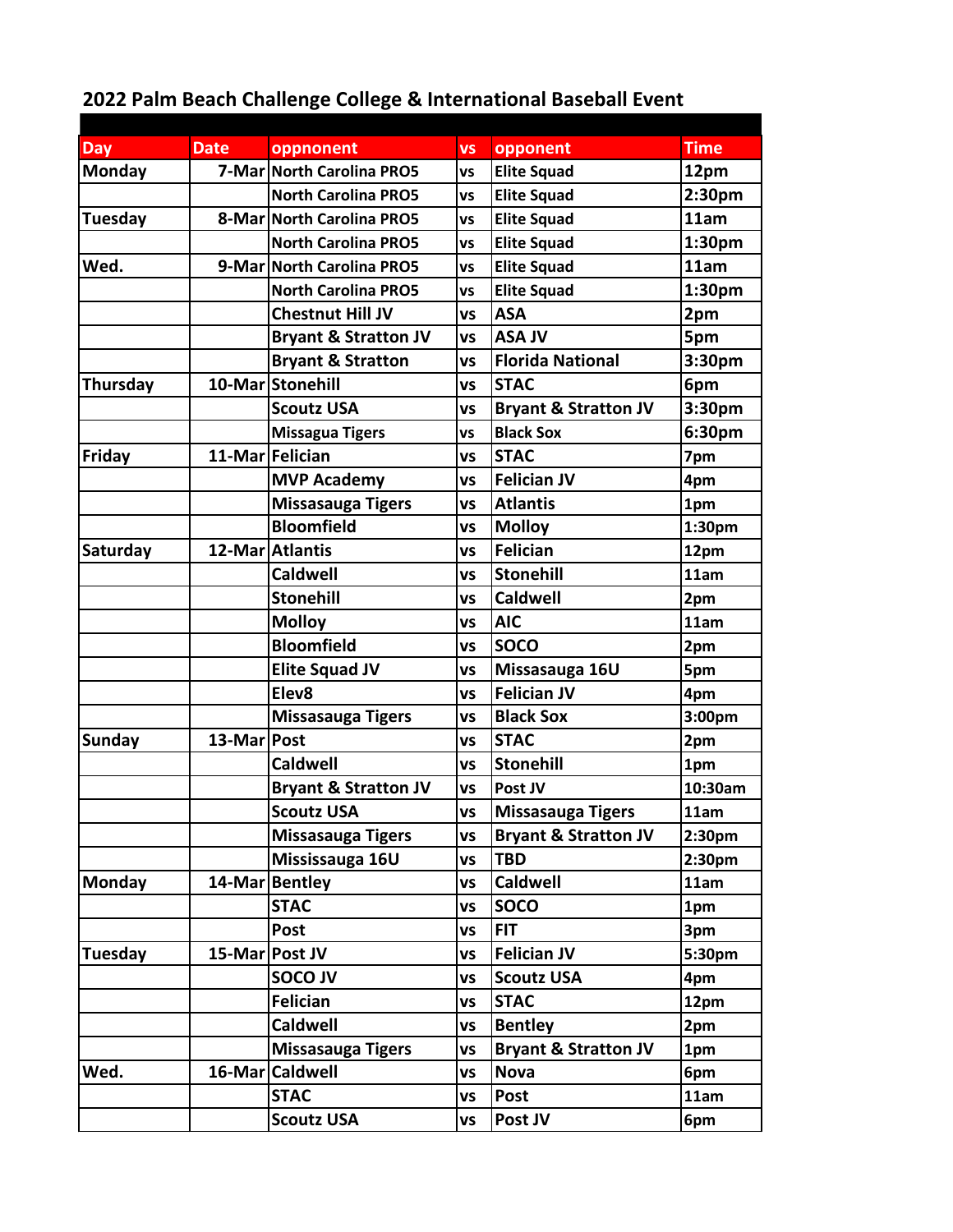# 2022 Palm Beach Challenge College & International Baseball Event

| Day | Date | oppnonent | vs | opponent | Time |
|---|---|---|---|---|---|
| Monday | 7-Mar | North Carolina PRO5 | vs | Elite Squad | 12pm |
| | | North Carolina PRO5 | vs | Elite Squad | 2:30pm |
| Tuesday | 8-Mar | North Carolina PRO5 | vs | Elite Squad | 11am |
| | | North Carolina PRO5 | vs | Elite Squad | 1:30pm |
| Wed. | 9-Mar | North Carolina PRO5 | vs | Elite Squad | 11am |
| | | North Carolina PRO5 | vs | Elite Squad | 1:30pm |
| | | Chestnut Hill JV | vs | ASA | 2pm |
| | | Bryant & Stratton JV | vs | ASA JV | 5pm |
| | | Bryant & Stratton | vs | Florida National | 3:30pm |
| Thursday | 10-Mar | Stonehill | vs | STAC | 6pm |
| | | Scoutz USA | vs | Bryant & Stratton JV | 3:30pm |
| | | Missagua Tigers | vs | Black Sox | 6:30pm |
| Friday | 11-Mar | Felician | vs | STAC | 7pm |
| | | MVP Academy | vs | Felician JV | 4pm |
| | | Missasauga Tigers | vs | Atlantis | 1pm |
| | | Bloomfield | vs | Molloy | 1:30pm |
| Saturday | 12-Mar | Atlantis | vs | Felician | 12pm |
| | | Caldwell | vs | Stonehill | 11am |
| | | Stonehill | vs | Caldwell | 2pm |
| | | Molloy | vs | AIC | 11am |
| | | Bloomfield | vs | SOCO | 2pm |
| | | Elite Squad JV | vs | Missasauga 16U | 5pm |
| | | Elev8 | vs | Felician JV | 4pm |
| | | Missasauga Tigers | vs | Black Sox | 3:00pm |
| Sunday | 13-Mar | Post | vs | STAC | 2pm |
| | | Caldwell | vs | Stonehill | 1pm |
| | | Bryant & Stratton JV | vs | Post JV | 10:30am |
| | | Scoutz USA | vs | Missasauga Tigers | 11am |
| | | Missasauga Tigers | vs | Bryant & Stratton JV | 2:30pm |
| | | Mississauga 16U | vs | TBD | 2:30pm |
| Monday | 14-Mar | Bentley | vs | Caldwell | 11am |
| | | STAC | vs | SOCO | 1pm |
| | | Post | vs | FIT | 3pm |
| Tuesday | 15-Mar | Post JV | vs | Felician JV | 5:30pm |
| | | SOCO JV | vs | Scoutz USA | 4pm |
| | | Felician | vs | STAC | 12pm |
| | | Caldwell | vs | Bentley | 2pm |
| | | Missasauga Tigers | vs | Bryant & Stratton JV | 1pm |
| Wed. | 16-Mar | Caldwell | vs | Nova | 6pm |
| | | STAC | vs | Post | 11am |
| | | Scoutz USA | vs | Post JV | 6pm |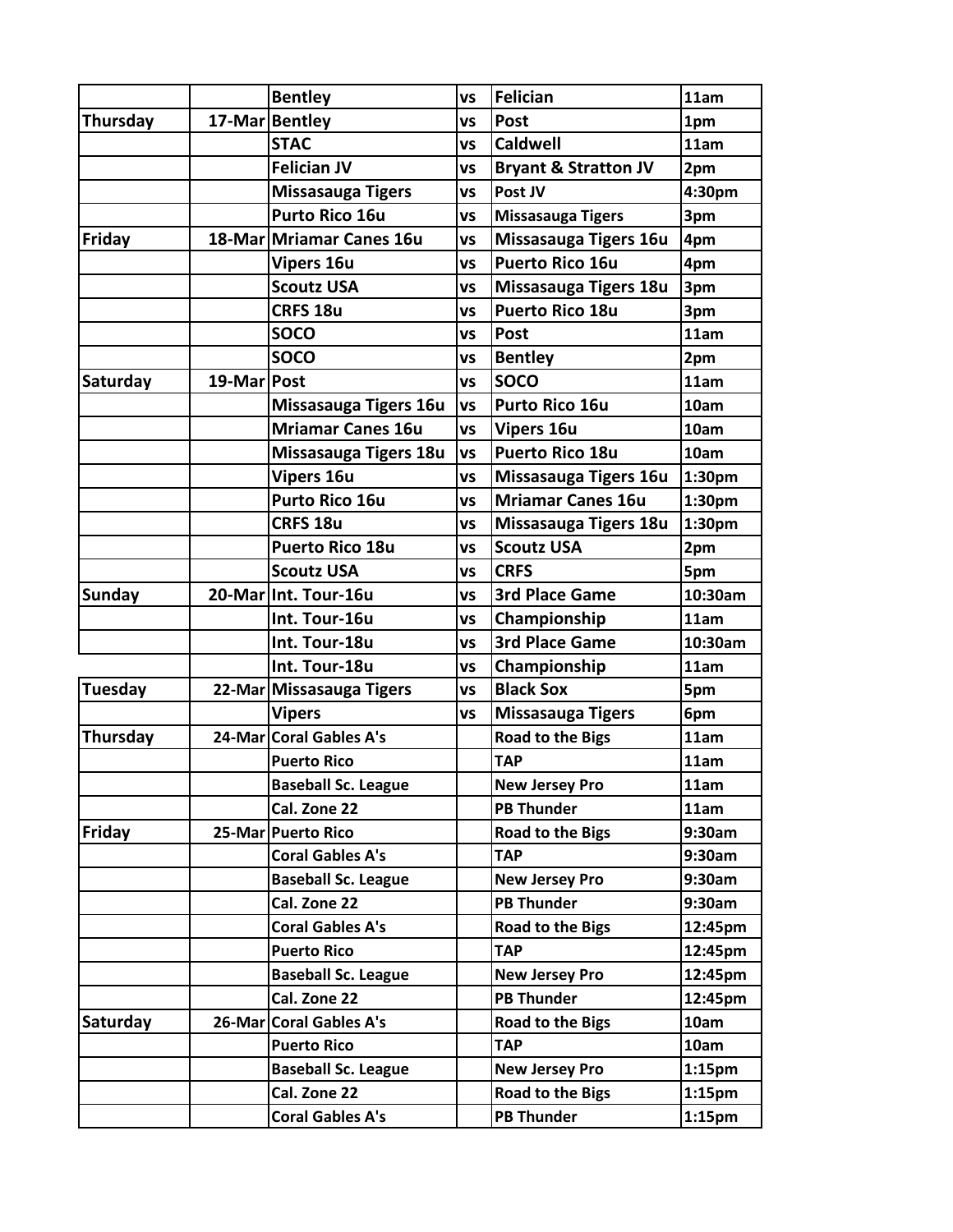| | | Bentley | vs | Felician | 11am |
|---|---|---|---|---|---|
| Thursday | 17-Mar | Bentley | vs | Post | 1pm |
| | | STAC | vs | Caldwell | 11am |
| | | Felician JV | vs | Bryant & Stratton JV | 2pm |
| | | Missasauga Tigers | vs | Post JV | 4:30pm |
| | | Purto Rico 16u | vs | Missasauga Tigers | 3pm |
| Friday | 18-Mar | Mriamar Canes 16u | vs | Missasauga Tigers 16u | 4pm |
| | | Vipers 16u | vs | Puerto Rico 16u | 4pm |
| | | Scoutz USA | vs | Missasauga Tigers 18u | 3pm |
| | | CRFS 18u | vs | Puerto Rico 18u | 3pm |
| | | SOCO | vs | Post | 11am |
| | | SOCO | vs | Bentley | 2pm |
| Saturday | 19-Mar | Post | vs | SOCO | 11am |
| | | Missasauga Tigers 16u | vs | Purto Rico 16u | 10am |
| | | Mriamar Canes 16u | vs | Vipers 16u | 10am |
| | | Missasauga Tigers 18u | vs | Puerto Rico 18u | 10am |
| | | Vipers 16u | vs | Missasauga Tigers 16u | 1:30pm |
| | | Purto Rico 16u | vs | Mriamar Canes 16u | 1:30pm |
| | | CRFS 18u | vs | Missasauga Tigers 18u | 1:30pm |
| | | Puerto Rico 18u | vs | Scoutz USA | 2pm |
| | | Scoutz USA | vs | CRFS | 5pm |
| Sunday | 20-Mar | Int. Tour-16u | vs | 3rd Place Game | 10:30am |
| | | Int. Tour-16u | vs | Championship | 11am |
| | | Int. Tour-18u | vs | 3rd Place Game | 10:30am |
| | | Int. Tour-18u | vs | Championship | 11am |
| Tuesday | 22-Mar | Missasauga Tigers | vs | Black Sox | 5pm |
| | | Vipers | vs | Missasauga Tigers | 6pm |
| Thursday | 24-Mar | Coral Gables A's | | Road to the Bigs | 11am |
| | | Puerto Rico | | TAP | 11am |
| | | Baseball Sc. League | | New Jersey Pro | 11am |
| | | Cal. Zone 22 | | PB Thunder | 11am |
| Friday | 25-Mar | Puerto Rico | | Road to the Bigs | 9:30am |
| | | Coral Gables A's | | TAP | 9:30am |
| | | Baseball Sc. League | | New Jersey Pro | 9:30am |
| | | Cal. Zone 22 | | PB Thunder | 9:30am |
| | | Coral Gables A's | | Road to the Bigs | 12:45pm |
| | | Puerto Rico | | TAP | 12:45pm |
| | | Baseball Sc. League | | New Jersey Pro | 12:45pm |
| | | Cal. Zone 22 | | PB Thunder | 12:45pm |
| Saturday | 26-Mar | Coral Gables A's | | Road to the Bigs | 10am |
| | | Puerto Rico | | TAP | 10am |
| | | Baseball Sc. League | | New Jersey Pro | 1:15pm |
| | | Cal. Zone 22 | | Road to the Bigs | 1:15pm |
| | | Coral Gables A's | | PB Thunder | 1:15pm |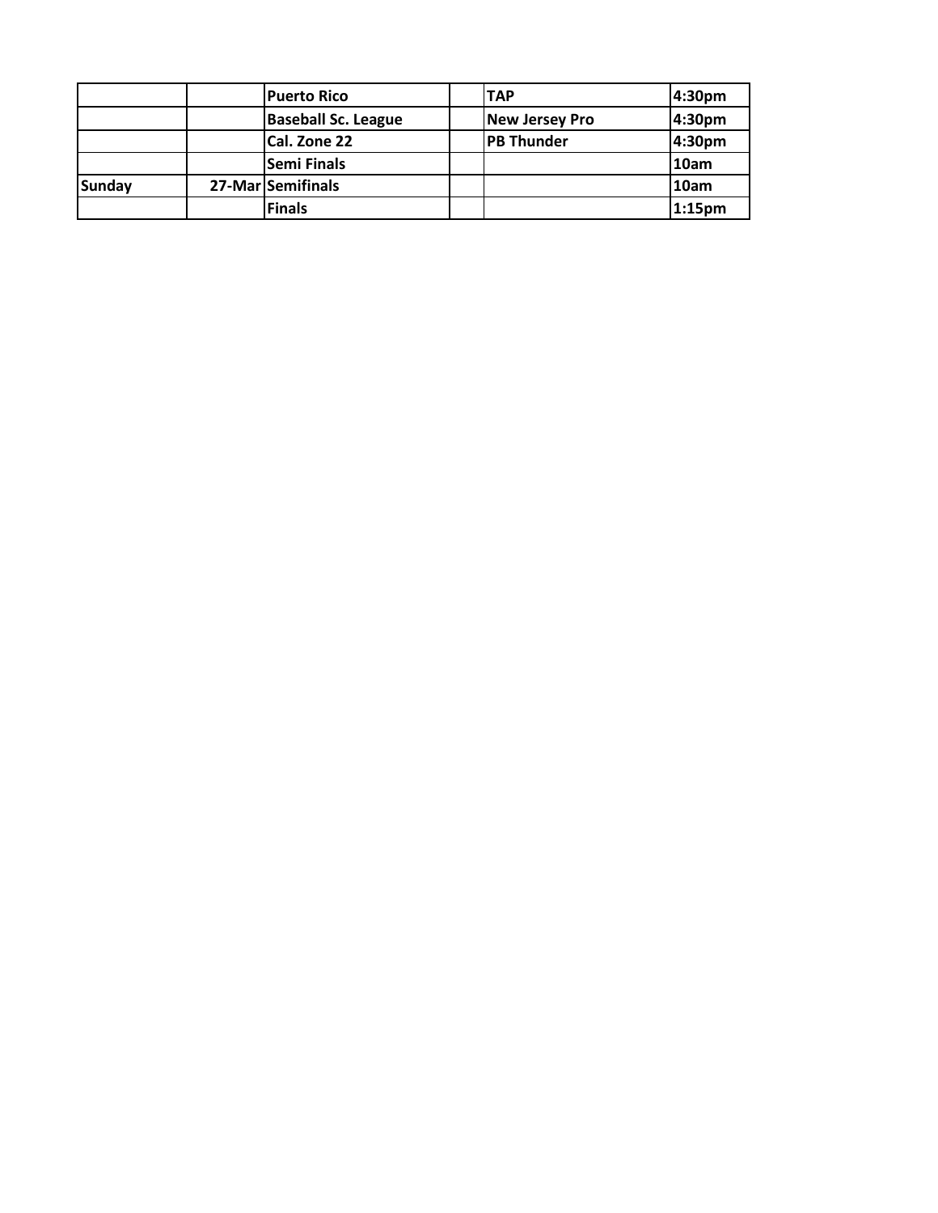| | | | | | |
|---|---|---|---|---|---|
| | | **Puerto Rico** | | **TAP** | **4:30pm** |
| | | **Baseball Sc. League** | | **New Jersey Pro** | **4:30pm** |
| | | **Cal. Zone 22** | | **PB Thunder** | **4:30pm** |
| | | **Semi Finals** | | | **10am** |
| **Sunday** | **27-Mar** | **Semifinals** | | | **10am** |
| | | **Finals** | | | **1:15pm** |